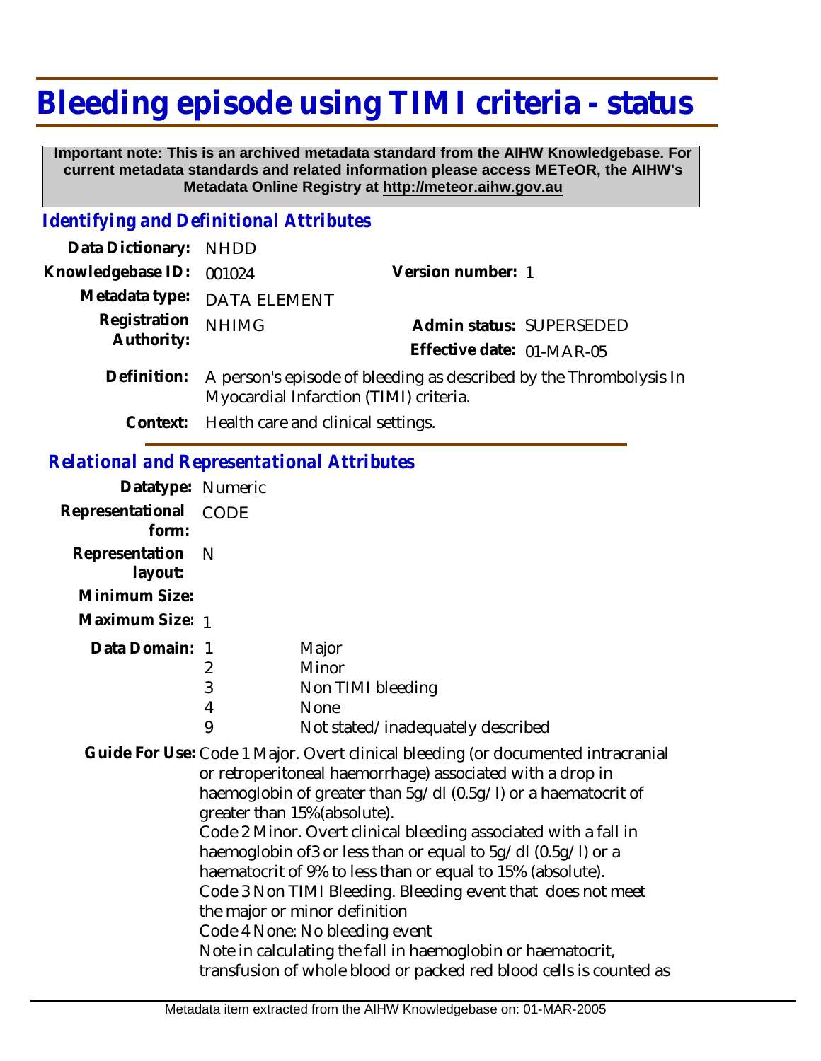# Bleeding episode using TIMI criteria - status

**Important note: This is an archived metadata standard from the AIHW Knowledgebase. For current metadata standards and related information please access METeOR, the AIHW's Metadata Online Registry at http://meteor.aihw.gov.au**

## *Identifying and Definitional Attributes*

| | | | |
|---|---|---|---|
| **Data Dictionary:** | NHDD | | |
| **Knowledgebase ID:** | 001024 | **Version number:** | 1 |
| **Metadata type:** | DATA ELEMENT | | |
| **Registration Authority:** | NHIMG | **Admin status:** | SUPERSEDED |
| | | **Effective date:** | 01-MAR-05 |

**Definition:** A person's episode of bleeding as described by the Thrombolysis In Myocardial Infarction (TIMI) criteria.

**Context:** Health care and clinical settings.

## *Relational and Representational Attributes*

**Datatype:** Numeric

**Representational form:** CODE

**Representation layout:** N

**Minimum Size:**

**Maximum Size:** 1

**Data Domain:**

| | |
|---|---|
| 1 | Major |
| 2 | Minor |
| 3 | Non TIMI bleeding |
| 4 | None |
| 9 | Not stated/inadequately described |

**Guide For Use:** Code 1 Major. Overt clinical bleeding (or documented intracranial or retroperitoneal haemorrhage) associated with a drop in haemoglobin of greater than 5g/dl (0.5g/l) or a haematocrit of greater than 15%(absolute).
Code 2 Minor. Overt clinical bleeding associated with a fall in haemoglobin of3 or less than or equal to 5g/dl (0.5g/l) or a haematocrit of 9% to less than or equal to 15% (absolute).
Code 3 Non TIMI Bleeding. Bleeding event that does not meet the major or minor definition
Code 4 None: No bleeding event
Note in calculating the fall in haemoglobin or haematocrit, transfusion of whole blood or packed red blood cells is counted as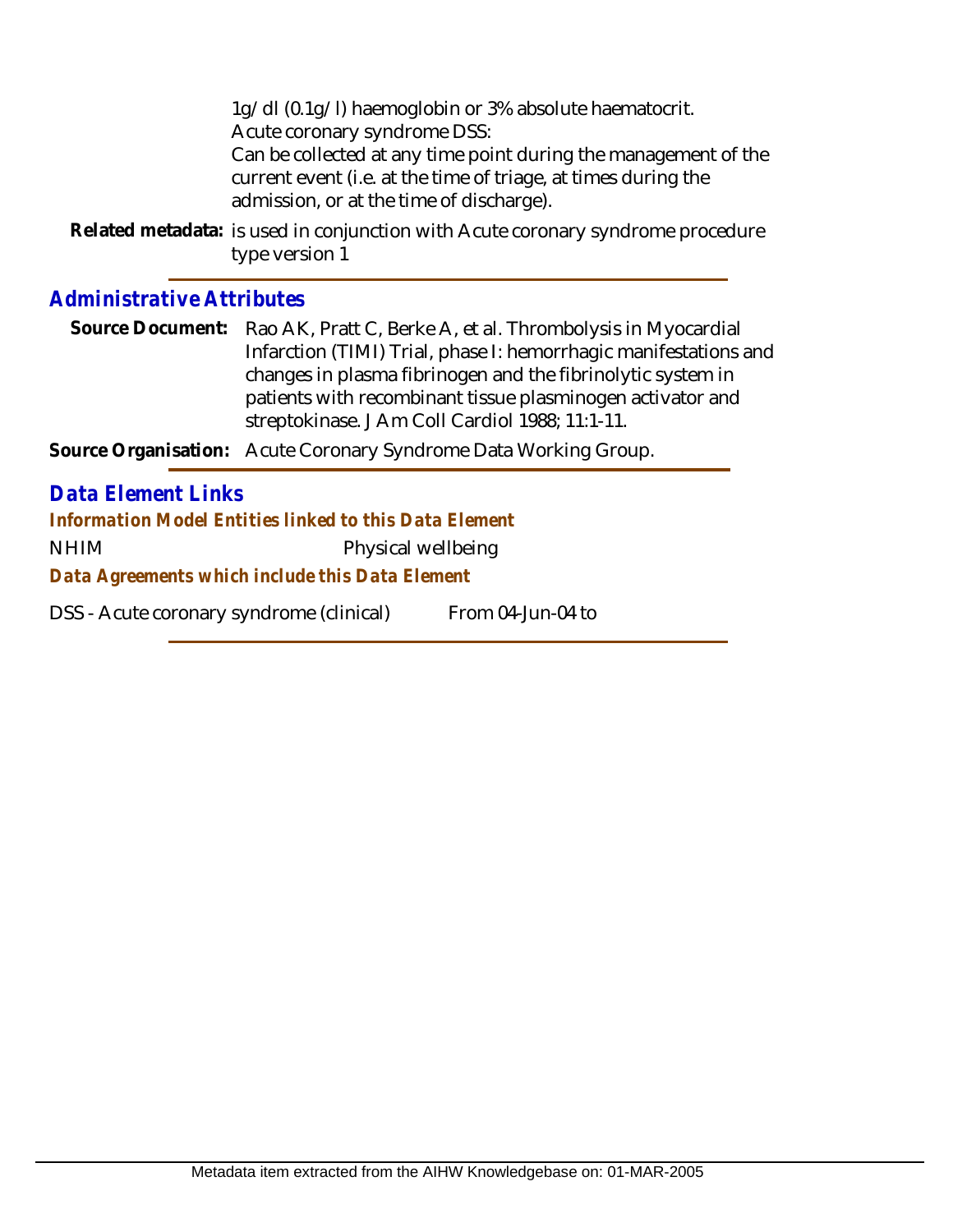1g/dl (0.1g/l) haemoglobin or 3% absolute haematocrit.
Acute coronary syndrome DSS:
Can be collected at any time point during the management of the current event (i.e. at the time of triage, at times during the admission, or at the time of discharge).

**Related metadata:** is used in conjunction with Acute coronary syndrome procedure type version 1

## Administrative Attributes

**Source Document:** Rao AK, Pratt C, Berke A, et al. Thrombolysis in Myocardial Infarction (TIMI) Trial, phase I: hemorrhagic manifestations and changes in plasma fibrinogen and the fibrinolytic system in patients with recombinant tissue plasminogen activator and streptokinase. J Am Coll Cardiol 1988; 11:1-11.

**Source Organisation:** Acute Coronary Syndrome Data Working Group.

## Data Element Links

### Information Model Entities linked to this Data Element

| | |
|---|---|
| NHIM | Physical wellbeing |

### Data Agreements which include this Data Element

| | |
|---|---|
| DSS - Acute coronary syndrome (clinical) | From 04-Jun-04 to |